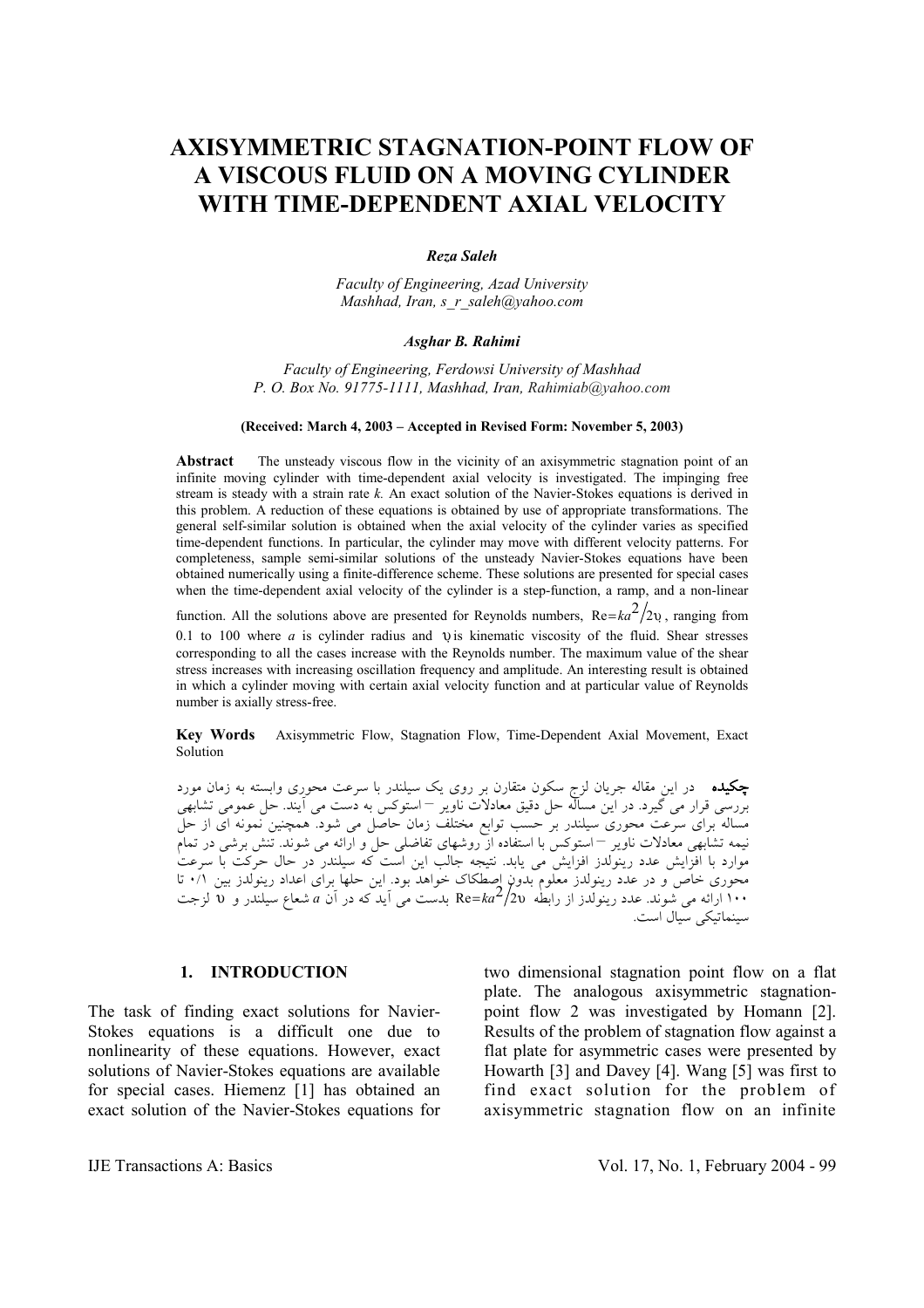# AXISYMMETRIC STAGNATION-POINT FLOW OF A VISCOUS FLUID ON A MOVING CYLINDER WITH TIME-DEPENDENT AXIAL VELOCITY

***Reza Saleh***

*Faculty of Engineering, Azad University*
*Mashhad, Iran, s_r_saleh@yahoo.com*

***Asghar B. Rahimi***

*Faculty of Engineering, Ferdowsi University of Mashhad*
*P. O. Box No. 91775-1111, Mashhad, Iran, Rahimiab@yahoo.com*

**(Received: March 4, 2003 – Accepted in Revised Form: November 5, 2003)**

**Abstract** The unsteady viscous flow in the vicinity of an axisymmetric stagnation point of an infinite moving cylinder with time-dependent axial velocity is investigated. The impinging free stream is steady with a strain rate *k.* An exact solution of the Navier-Stokes equations is derived in this problem. A reduction of these equations is obtained by use of appropriate transformations. The general self-similar solution is obtained when the axial velocity of the cylinder varies as specified time-dependent functions. In particular, the cylinder may move with different velocity patterns. For completeness, sample semi-similar solutions of the unsteady Navier-Stokes equations have been obtained numerically using a finite-difference scheme. These solutions are presented for special cases when the time-dependent axial velocity of the cylinder is a step-function, a ramp, and a non-linear function. All the solutions above are presented for Reynolds numbers, $\mathrm{Re}=ka^2/2\upsilon$, ranging from 0.1 to 100 where *a* is cylinder radius and $\upsilon$ is kinematic viscosity of the fluid. Shear stresses corresponding to all the cases increase with the Reynolds number. The maximum value of the shear stress increases with increasing oscillation frequency and amplitude. An interesting result is obtained in which a cylinder moving with certain axial velocity function and at particular value of Reynolds number is axially stress-free.

**Key Words** Axisymmetric Flow, Stagnation Flow, Time-Dependent Axial Movement, Exact Solution

**چکیده** در این مقاله جریان لزج سکون متقارن بر روی یک سیلندر با سرعت محوری وابسته به زمان مورد بررسی قرار می گیرد. در این مسأله حل دقیق معادلات ناویر – استوکس به دست می آیند. حل عمومی تشابهی مساله برای سرعت محوری سیلندر بر حسب توابع مختلف زمان حاصل می شود. همچنین نمونه ای از حل نیمه تشابهی معادلات ناویر – استوکس با استفاده از روشهای تفاضلی حل و ارائه می شوند. تنش برشی در تمام موارد با افزایش عدد رینولدز افزایش می یابد. نتیجه جالب این است که سیلندر در حال حرکت با سرعت محوری خاص و در عدد رینولدز معلوم بدون اصطکاک خواهد بود. این حلها برای اعداد رینولدز بین ۰/۱ تا ۱۰۰ ارائه می شوند. عدد رینولدز از رابطه $\mathrm{Re}=ka^2/2\upsilon$ بدست می آید که در آن *a* شعاع سیلندر و $\upsilon$ لزجت سینماتیکی سیال است.

## 1. INTRODUCTION

The task of finding exact solutions for Navier-Stokes equations is a difficult one due to nonlinearity of these equations. However, exact solutions of Navier-Stokes equations are available for special cases. Hiemenz [1] has obtained an exact solution of the Navier-Stokes equations for two dimensional stagnation point flow on a flat plate. The analogous axisymmetric stagnation-point flow 2 was investigated by Homann [2]. Results of the problem of stagnation flow against a flat plate for asymmetric cases were presented by Howarth [3] and Davey [4]. Wang [5] was first to find exact solution for the problem of axisymmetric stagnation flow on an infinite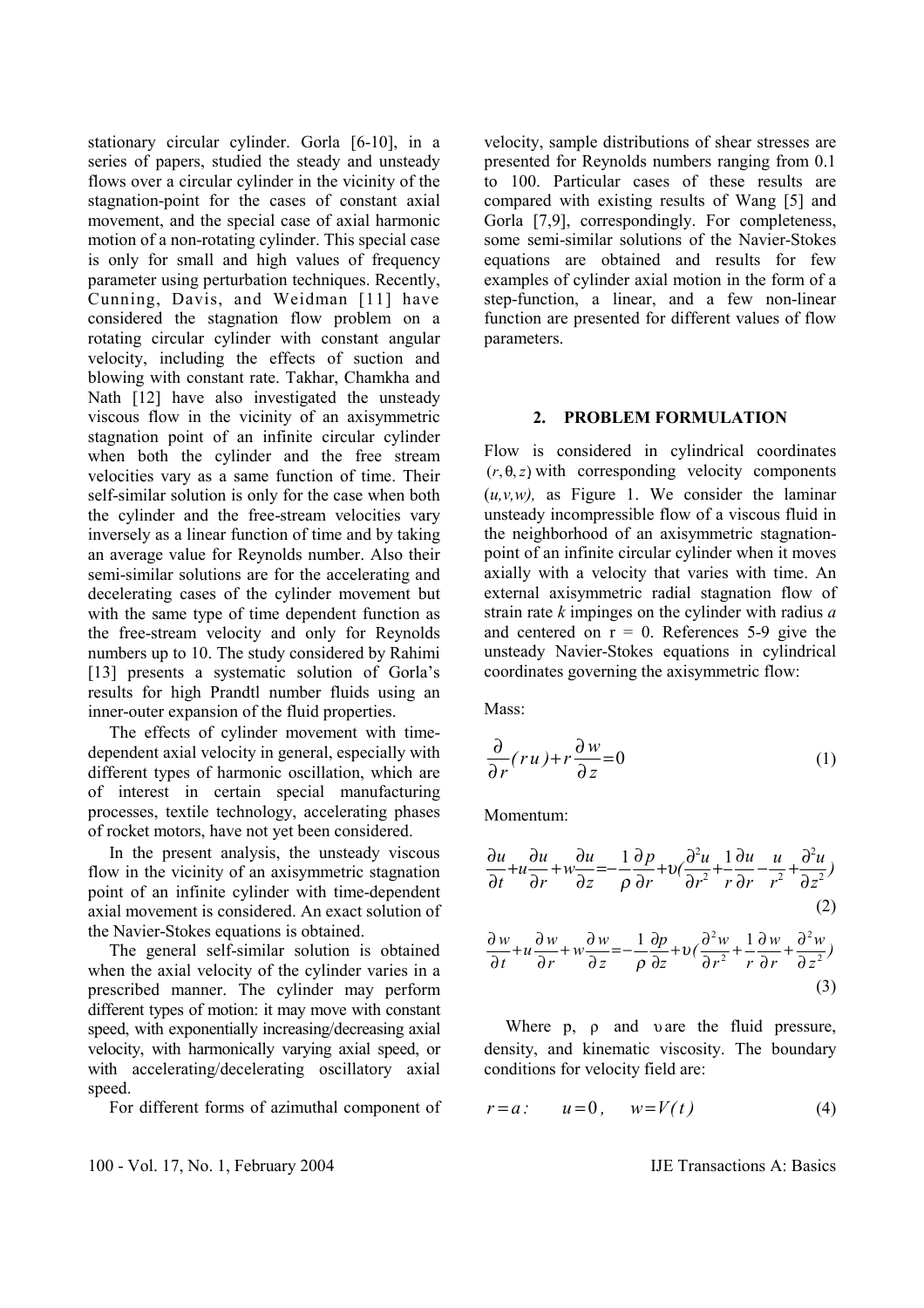stationary circular cylinder. Gorla [6-10], in a series of papers, studied the steady and unsteady flows over a circular cylinder in the vicinity of the stagnation-point for the cases of constant axial movement, and the special case of axial harmonic motion of a non-rotating cylinder. This special case is only for small and high values of frequency parameter using perturbation techniques. Recently, Cunning, Davis, and Weidman [11] have considered the stagnation flow problem on a rotating circular cylinder with constant angular velocity, including the effects of suction and blowing with constant rate. Takhar, Chamkha and Nath [12] have also investigated the unsteady viscous flow in the vicinity of an axisymmetric stagnation point of an infinite circular cylinder when both the cylinder and the free stream velocities vary as a same function of time. Their self-similar solution is only for the case when both the cylinder and the free-stream velocities vary inversely as a linear function of time and by taking an average value for Reynolds number. Also their semi-similar solutions are for the accelerating and decelerating cases of the cylinder movement but with the same type of time dependent function as the free-stream velocity and only for Reynolds numbers up to 10. The study considered by Rahimi [13] presents a systematic solution of Gorla's results for high Prandtl number fluids using an inner-outer expansion of the fluid properties.

The effects of cylinder movement with time-dependent axial velocity in general, especially with different types of harmonic oscillation, which are of interest in certain special manufacturing processes, textile technology, accelerating phases of rocket motors, have not yet been considered.

In the present analysis, the unsteady viscous flow in the vicinity of an axisymmetric stagnation point of an infinite cylinder with time-dependent axial movement is considered. An exact solution of the Navier-Stokes equations is obtained.

The general self-similar solution is obtained when the axial velocity of the cylinder varies in a prescribed manner. The cylinder may perform different types of motion: it may move with constant speed, with exponentially increasing/decreasing axial velocity, with harmonically varying axial speed, or with accelerating/decelerating oscillatory axial speed.

For different forms of azimuthal component of velocity, sample distributions of shear stresses are presented for Reynolds numbers ranging from 0.1 to 100. Particular cases of these results are compared with existing results of Wang [5] and Gorla [7,9], correspondingly. For completeness, some semi-similar solutions of the Navier-Stokes equations are obtained and results for few examples of cylinder axial motion in the form of a step-function, a linear, and a few non-linear function are presented for different values of flow parameters.

## 2. PROBLEM FORMULATION

Flow is considered in cylindrical coordinates $(r, \theta, z)$ with corresponding velocity components $(u,v,w)$, as Figure 1. We consider the laminar unsteady incompressible flow of a viscous fluid in the neighborhood of an axisymmetric stagnation-point of an infinite circular cylinder when it moves axially with a velocity that varies with time. An external axisymmetric radial stagnation flow of strain rate $k$ impinges on the cylinder with radius $a$ and centered on $r = 0$. References 5-9 give the unsteady Navier-Stokes equations in cylindrical coordinates governing the axisymmetric flow:

Mass:

$$\frac{\partial}{\partial r}(ru)+r\frac{\partial w}{\partial z}=0 \tag{1}$$

Momentum:

$$\frac{\partial u}{\partial t}+u\frac{\partial u}{\partial r}+w\frac{\partial u}{\partial z}=-\frac{1}{\rho}\frac{\partial p}{\partial r}+\upsilon\left(\frac{\partial^2 u}{\partial r^2}+\frac{1}{r}\frac{\partial u}{\partial r}-\frac{u}{r^2}+\frac{\partial^2 u}{\partial z^2}\right) \tag{2}$$

$$\frac{\partial w}{\partial t}+u\frac{\partial w}{\partial r}+w\frac{\partial w}{\partial z}=-\frac{1}{\rho}\frac{\partial p}{\partial z}+\upsilon\left(\frac{\partial^2 w}{\partial r^2}+\frac{1}{r}\frac{\partial w}{\partial r}+\frac{\partial^2 w}{\partial z^2}\right) \tag{3}$$

Where p, $\rho$ and $\upsilon$ are the fluid pressure, density, and kinematic viscosity. The boundary conditions for velocity field are:

$$r=a: \quad u=0, \quad w=V(t) \tag{4}$$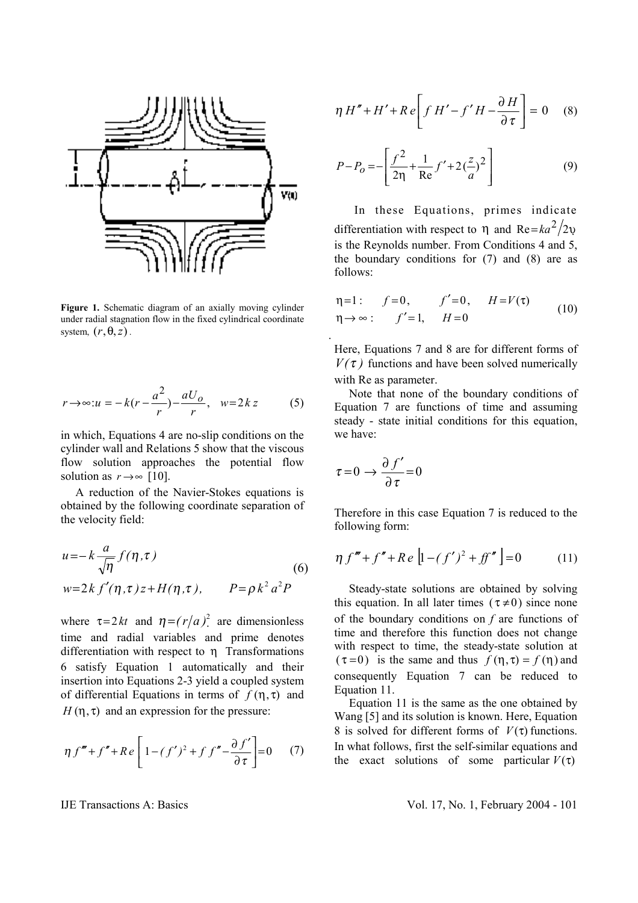**Figure 1.** Schematic diagram of an axially moving cylinder under radial stagnation flow in the fixed cylindrical coordinate system, $(r, \theta, z)$.

$$r \to \infty : u = -k(r - \frac{a^2}{r}) - \frac{aU_o}{r}, \quad w = 2kz \tag{5}$$

in which, Equations 4 are no-slip conditions on the cylinder wall and Relations 5 show that the viscous flow solution approaches the potential flow solution as $r \to \infty$ [10].

A reduction of the Navier-Stokes equations is obtained by the following coordinate separation of the velocity field:

$$u = -k\frac{a}{\sqrt{\eta}} f(\eta, \tau)$$
$$w = 2k f'(\eta, \tau) z + H(\eta, \tau), \qquad P = \rho k^2 a^2 P \tag{6}$$

where $\tau = 2kt$ and $\eta = (r/a)^2$ are dimensionless time and radial variables and prime denotes differentiation with respect to $\eta$ Transformations 6 satisfy Equation 1 automatically and their insertion into Equations 2-3 yield a coupled system of differential Equations in terms of $f(\eta, \tau)$ and $H(\eta, \tau)$ and an expression for the pressure:

$$\eta f''' + f'' + Re\left[1 - (f')^2 + f f'' - \frac{\partial f'}{\partial \tau}\right] = 0 \tag{7}$$

$$\eta H'' + H' + Re\left[f H' - f' H - \frac{\partial H}{\partial \tau}\right] = 0 \tag{8}$$

$$P - P_o = -\left[\frac{f^2}{2\eta} + \frac{1}{\text{Re}} f' + 2(\frac{z}{a})^2\right] \tag{9}$$

In these Equations, primes indicate differentiation with respect to $\eta$ and $\text{Re} = ka^2/2\upsilon$ is the Reynolds number. From Conditions 4 and 5, the boundary conditions for (7) and (8) are as follows:

$$\begin{aligned} \eta = 1: &\quad f = 0, \quad f' = 0, \quad H = V(\tau) \\ \eta \to \infty: &\quad f' = 1, \quad H = 0 \end{aligned} \tag{10}$$

Here, Equations 7 and 8 are for different forms of $V(\tau)$ functions and have been solved numerically with Re as parameter.

Note that none of the boundary conditions of Equation 7 are functions of time and assuming steady - state initial conditions for this equation, we have:

$$\tau = 0 \to \frac{\partial f'}{\partial \tau} = 0$$

Therefore in this case Equation 7 is reduced to the following form:

$$\eta f''' + f'' + Re\left[1 - (f')^2 + ff''\right] = 0 \tag{11}$$

Steady-state solutions are obtained by solving this equation. In all later times $(\tau \neq 0)$ since none of the boundary conditions on $f$ are functions of time and therefore this function does not change with respect to time, the steady-state solution at $(\tau = 0)$ is the same and thus $f(\eta, \tau) = f(\eta)$ and consequently Equation 7 can be reduced to Equation 11.

Equation 11 is the same as the one obtained by Wang [5] and its solution is known. Here, Equation 8 is solved for different forms of $V(\tau)$ functions. In what follows, first the self-similar equations and the exact solutions of some particular $V(\tau)$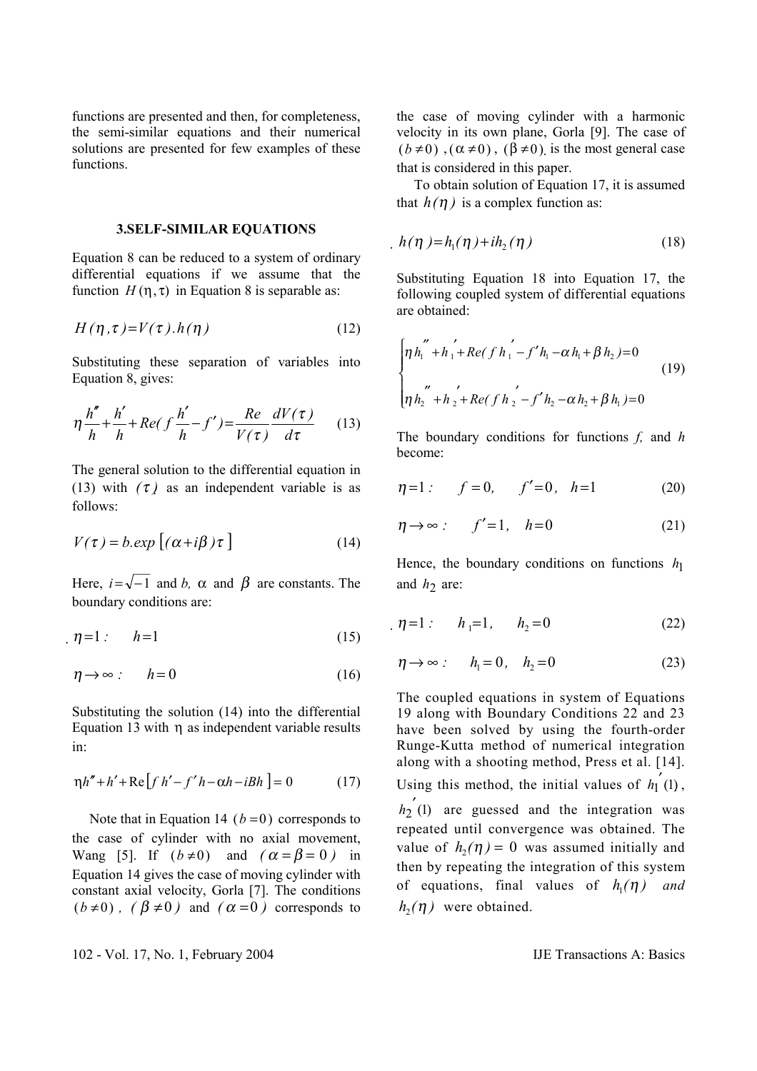functions are presented and then, for completeness, the semi-similar equations and their numerical solutions are presented for few examples of these functions.

## 3.SELF-SIMILAR EQUATIONS

Equation 8 can be reduced to a system of ordinary differential equations if we assume that the function $H(\eta, \tau)$ in Equation 8 is separable as:

$$H(\eta,\tau)=V(\tau).h(\eta) \tag{12}$$

Substituting these separation of variables into Equation 8, gives:

$$\eta\frac{h''}{h}+\frac{h'}{h}+Re\left(f\frac{h'}{h}-f'\right)=\frac{Re}{V(\tau)}\frac{dV(\tau)}{d\tau} \tag{13}$$

The general solution to the differential equation in (13) with $(\tau)$ as an independent variable is as follows:

$$V(\tau)=b.exp\left[(\alpha+i\beta)\tau\right] \tag{14}$$

Here, $i=\sqrt{-1}$ and $b$, $\alpha$ and $\beta$ are constants. The boundary conditions are:

$$\eta=1: \quad h=1 \tag{15}$$

$$\eta\rightarrow\infty: \quad h=0 \tag{16}$$

Substituting the solution (14) into the differential Equation 13 with $\eta$ as independent variable results in:

$$\eta h''+h'+\text{Re}\left[f\,h'-f'\,h-\alpha h-iBh\right]=0 \tag{17}$$

Note that in Equation 14 $(b=0)$ corresponds to the case of cylinder with no axial movement, Wang [5]. If $(b\neq 0)$ and $(\alpha=\beta=0)$ in Equation 14 gives the case of moving cylinder with constant axial velocity, Gorla [7]. The conditions $(b\neq 0)$, $(\beta\neq 0)$ and $(\alpha=0)$ corresponds to the case of moving cylinder with a harmonic velocity in its own plane, Gorla [9]. The case of $(b\neq 0)$, $(\alpha\neq 0)$, $(\beta\neq 0)$ is the most general case that is considered in this paper.

To obtain solution of Equation 17, it is assumed that $h(\eta)$ is a complex function as:

$$h(\eta)=h_1(\eta)+ih_2(\eta) \tag{18}$$

Substituting Equation 18 into Equation 17, the following coupled system of differential equations are obtained:

$$\begin{cases}\eta h_1''+h_1'+Re(f\,h_1'-f'h_1-\alpha h_1+\beta h_2)=0\\[2mm]\eta h_2''+h_2'+Re(f\,h_2'-f'h_2-\alpha h_2+\beta h_1)=0\end{cases} \tag{19}$$

The boundary conditions for functions $f$, and $h$ become:

$$\eta=1: \quad f=0, \quad f'=0, \quad h=1 \tag{20}$$

$$\eta\rightarrow\infty: \quad f'=1, \quad h=0 \tag{21}$$

Hence, the boundary conditions on functions $h_1$ and $h_2$ are:

$$\eta=1: \quad h_1=1, \quad h_2=0 \tag{22}$$

$$\eta\rightarrow\infty: \quad h_1=0, \quad h_2=0 \tag{23}$$

The coupled equations in system of Equations 19 along with Boundary Conditions 22 and 23 have been solved by using the fourth-order Runge-Kutta method of numerical integration along with a shooting method, Press et al. [14]. Using this method, the initial values of $h_1'(1)$, $h_2'(1)$ are guessed and the integration was repeated until convergence was obtained. The value of $h_2(\eta)=0$ was assumed initially and then by repeating the integration of this system of equations, final values of $h_1(\eta)$ and $h_2(\eta)$ were obtained.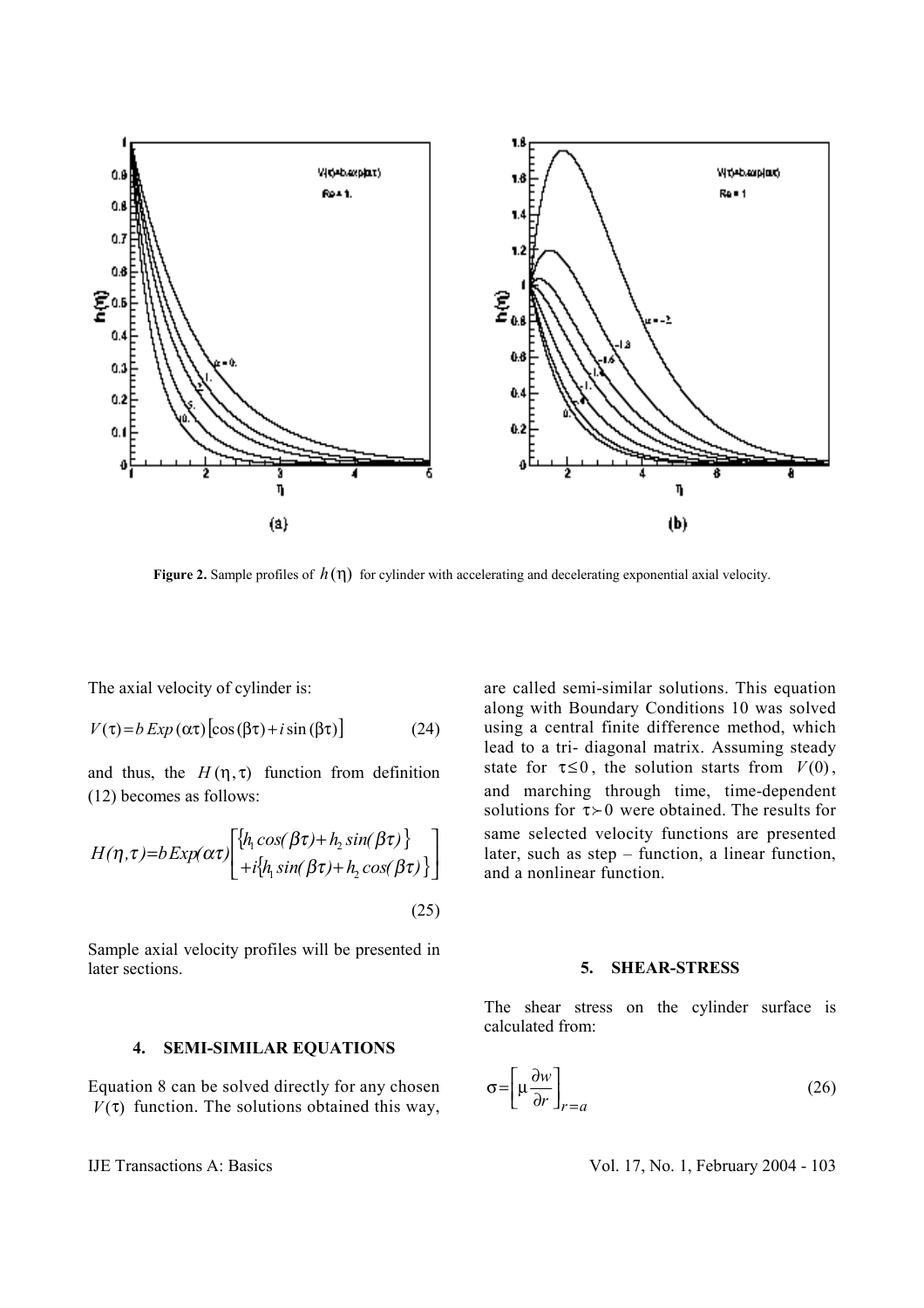**Figure 2.** Sample profiles of $h(\eta)$ for cylinder with accelerating and decelerating exponential axial velocity.

The axial velocity of cylinder is:

$$V(\tau)=b\,Exp\,(\alpha\tau)\left[\cos(\beta\tau)+i\sin(\beta\tau)\right] \tag{24}$$

and thus, the $H(\eta,\tau)$ function from definition (12) becomes as follows:

$$H(\eta,\tau)=bExp(\alpha\tau)\begin{bmatrix}\{h_1\cos(\beta\tau)+h_2\sin(\beta\tau)\}\\ +i\{h_1\sin(\beta\tau)+h_2\cos(\beta\tau)\}\end{bmatrix} \tag{25}$$

Sample axial velocity profiles will be presented in later sections.

## 4. SEMI-SIMILAR EQUATIONS

Equation 8 can be solved directly for any chosen $V(\tau)$ function. The solutions obtained this way, are called semi-similar solutions. This equation along with Boundary Conditions 10 was solved using a central finite difference method, which lead to a tri- diagonal matrix. Assuming steady state for $\tau\leq 0$, the solution starts from $V(0)$, and marching through time, time-dependent solutions for $\tau\succ 0$ were obtained. The results for same selected velocity functions are presented later, such as step – function, a linear function, and a nonlinear function.

## 5. SHEAR-STRESS

The shear stress on the cylinder surface is calculated from:

$$\sigma=\left[\mu\frac{\partial w}{\partial r}\right]_{r=a} \tag{26}$$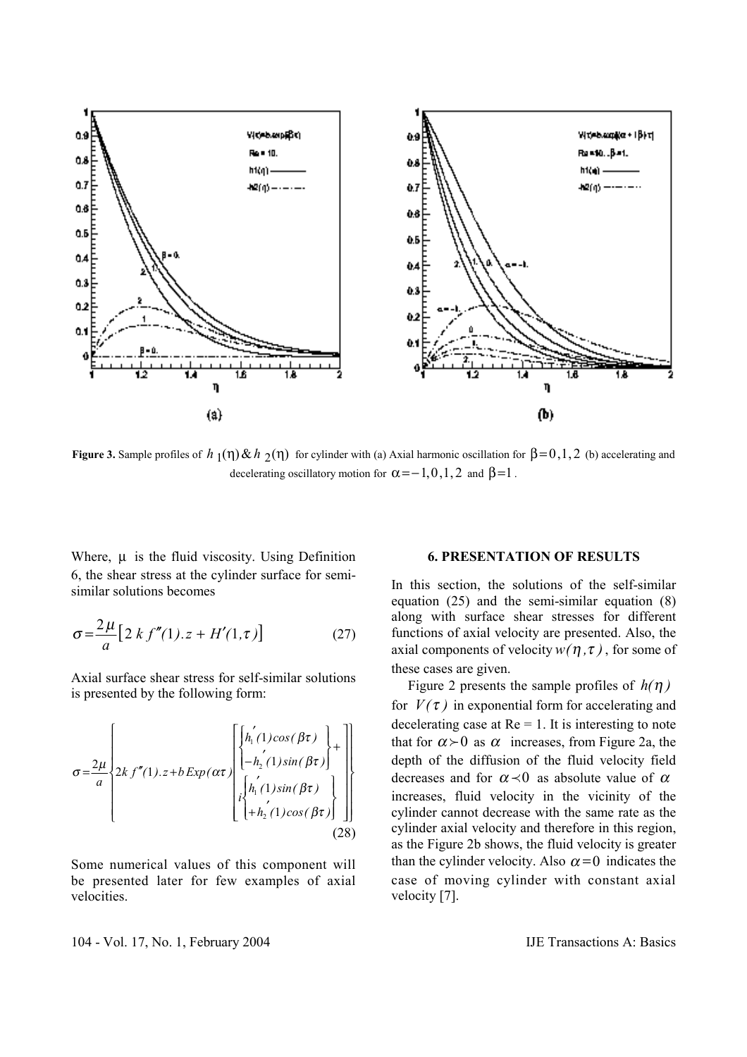**Figure 3.** Sample profiles of $h_1(\eta)$ & $h_2(\eta)$ for cylinder with (a) Axial harmonic oscillation for $\beta = 0, 1, 2$ (b) accelerating and decelerating oscillatory motion for $\alpha = -1, 0, 1, 2$ and $\beta = 1$.

Where, $\mu$ is the fluid viscosity. Using Definition 6, the shear stress at the cylinder surface for semi-similar solutions becomes

$$\sigma = \frac{2\mu}{a}\left[2\,k\,f''(1).z + H'(1,\tau)\right] \tag{27}$$

Axial surface shear stress for self-similar solutions is presented by the following form:

$$\sigma = \frac{2\mu}{a}\left\{2k\,f''(1).z + b\,Exp(\alpha\tau)\left[\begin{Bmatrix} h_1'(1)cos(\beta\tau) \\ -h_2'(1)sin(\beta\tau)\end{Bmatrix} + i\begin{Bmatrix} h_1'(1)sin(\beta\tau) \\ +h_2'(1)cos(\beta\tau)\end{Bmatrix}\right]\right\} \tag{28}$$

Some numerical values of this component will be presented later for few examples of axial velocities.

## 6. PRESENTATION OF RESULTS

In this section, the solutions of the self-similar equation (25) and the semi-similar equation (8) along with surface shear stresses for different functions of axial velocity are presented. Also, the axial components of velocity $w(\eta, \tau)$, for some of these cases are given.

Figure 2 presents the sample profiles of $h(\eta)$ for $V(\tau)$ in exponential form for accelerating and decelerating case at Re = 1. It is interesting to note that for $\alpha \succ 0$ as $\alpha$ increases, from Figure 2a, the depth of the diffusion of the fluid velocity field decreases and for $\alpha \prec 0$ as absolute value of $\alpha$ increases, fluid velocity in the vicinity of the cylinder cannot decrease with the same rate as the cylinder axial velocity and therefore in this region, as the Figure 2b shows, the fluid velocity is greater than the cylinder velocity. Also $\alpha = 0$ indicates the case of moving cylinder with constant axial velocity [7].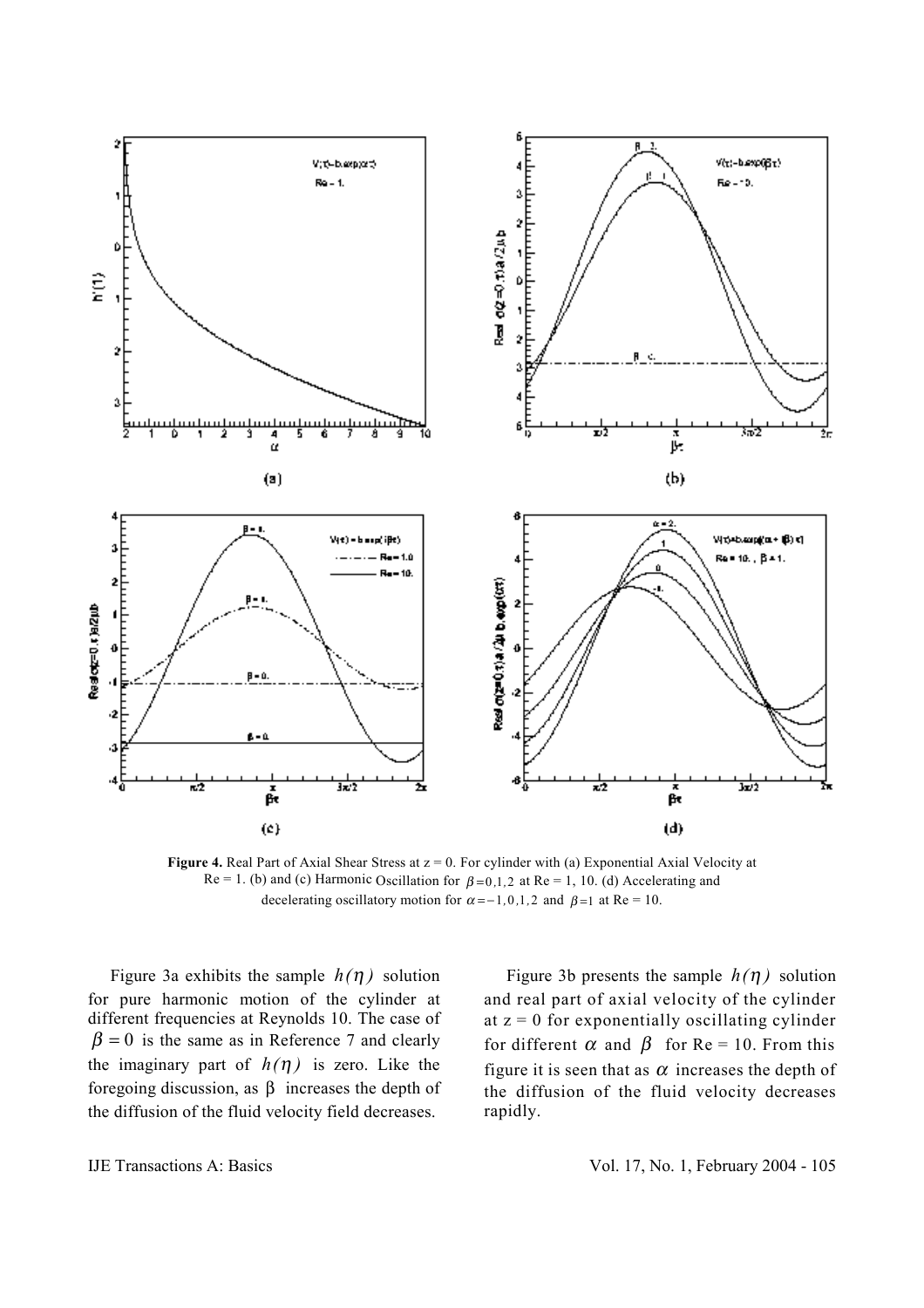**Figure 4.** Real Part of Axial Shear Stress at z = 0. For cylinder with (a) Exponential Axial Velocity at Re = 1. (b) and (c) Harmonic Oscillation for $\beta = 0, 1, 2$ at Re = 1, 10. (d) Accelerating and decelerating oscillatory motion for $\alpha = -1, 0, 1, 2$ and $\beta = 1$ at Re = 10.

Figure 3a exhibits the sample $h(\eta)$ solution for pure harmonic motion of the cylinder at different frequencies at Reynolds 10. The case of $\beta = 0$ is the same as in Reference 7 and clearly the imaginary part of $h(\eta)$ is zero. Like the foregoing discussion, as $\beta$ increases the depth of the diffusion of the fluid velocity field decreases.

Figure 3b presents the sample $h(\eta)$ solution and real part of axial velocity of the cylinder at z = 0 for exponentially oscillating cylinder for different $\alpha$ and $\beta$ for Re = 10. From this figure it is seen that as $\alpha$ increases the depth of the diffusion of the fluid velocity decreases rapidly.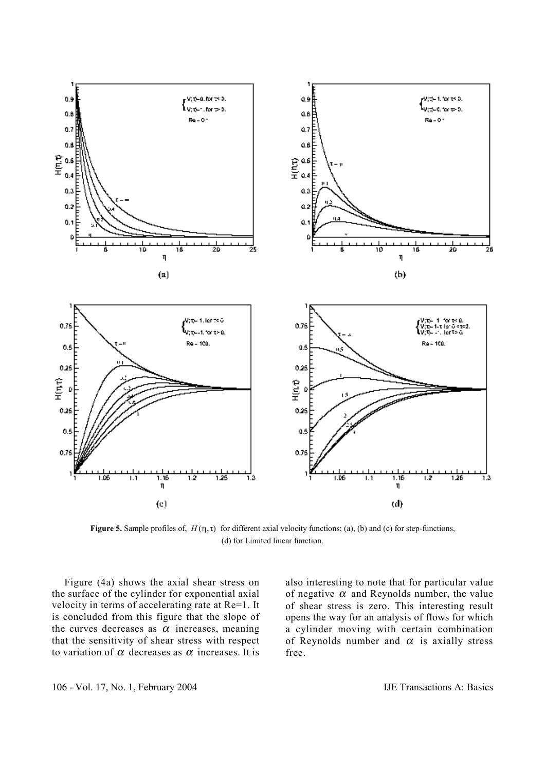**Figure 5.** Sample profiles of, $H(\eta, \tau)$ for different axial velocity functions; (a), (b) and (c) for step-functions, (d) for Limited linear function.

Figure (4a) shows the axial shear stress on the surface of the cylinder for exponential axial velocity in terms of accelerating rate at Re=1. It is concluded from this figure that the slope of the curves decreases as $\alpha$ increases, meaning that the sensitivity of shear stress with respect to variation of $\alpha$ decreases as $\alpha$ increases. It is also interesting to note that for particular value of negative $\alpha$ and Reynolds number, the value of shear stress is zero. This interesting result opens the way for an analysis of flows for which a cylinder moving with certain combination of Reynolds number and $\alpha$ is axially stress free.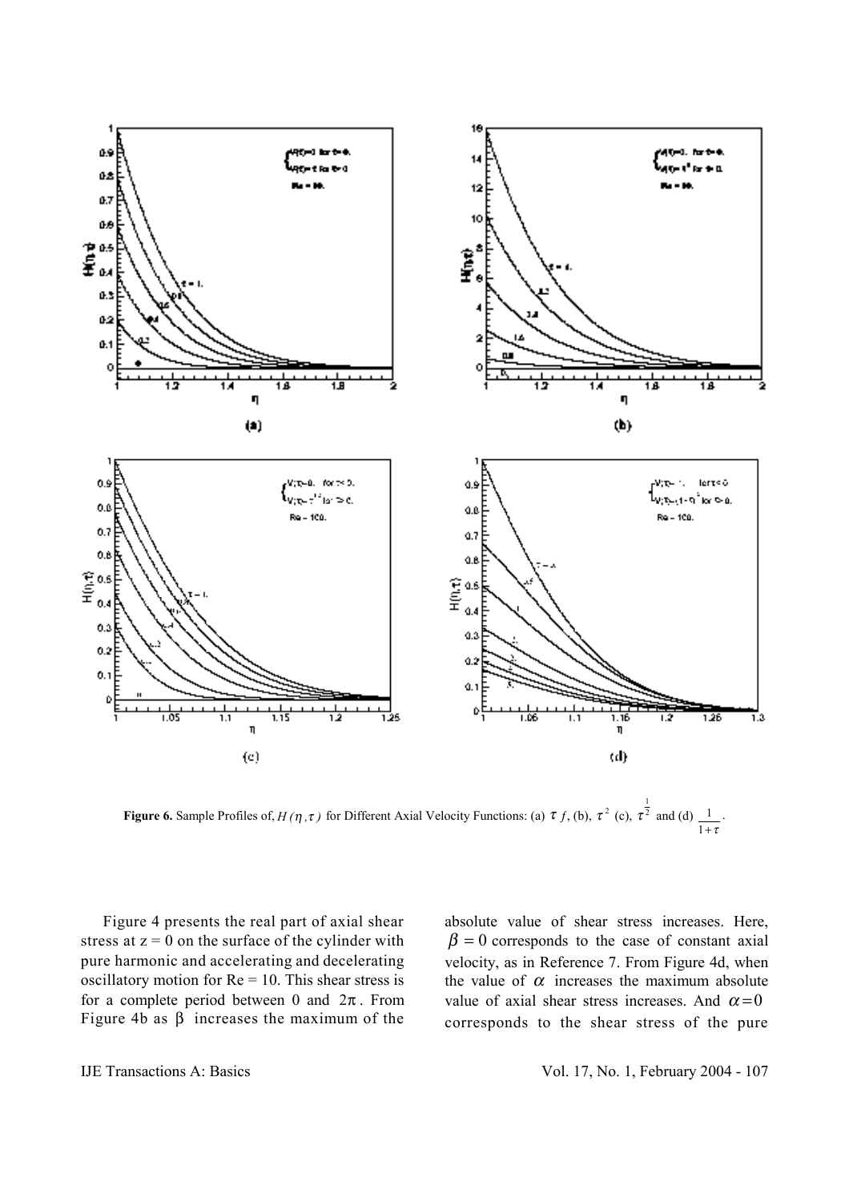**Figure 6.** Sample Profiles of, $H(\eta,\tau)$ for Different Axial Velocity Functions: (a) $\tau$ f, (b), $\tau^2$ (c), $\tau^{\frac{1}{2}}$ and (d) $\frac{1}{1+\tau}$.

Figure 4 presents the real part of axial shear stress at $z = 0$ on the surface of the cylinder with pure harmonic and accelerating and decelerating oscillatory motion for $Re = 10$. This shear stress is for a complete period between 0 and $2\pi$. From Figure 4b as $\beta$ increases the maximum of the absolute value of shear stress increases. Here, $\beta = 0$ corresponds to the case of constant axial velocity, as in Reference 7. From Figure 4d, when the value of $\alpha$ increases the maximum absolute value of axial shear stress increases. And $\alpha = 0$ corresponds to the shear stress of the pure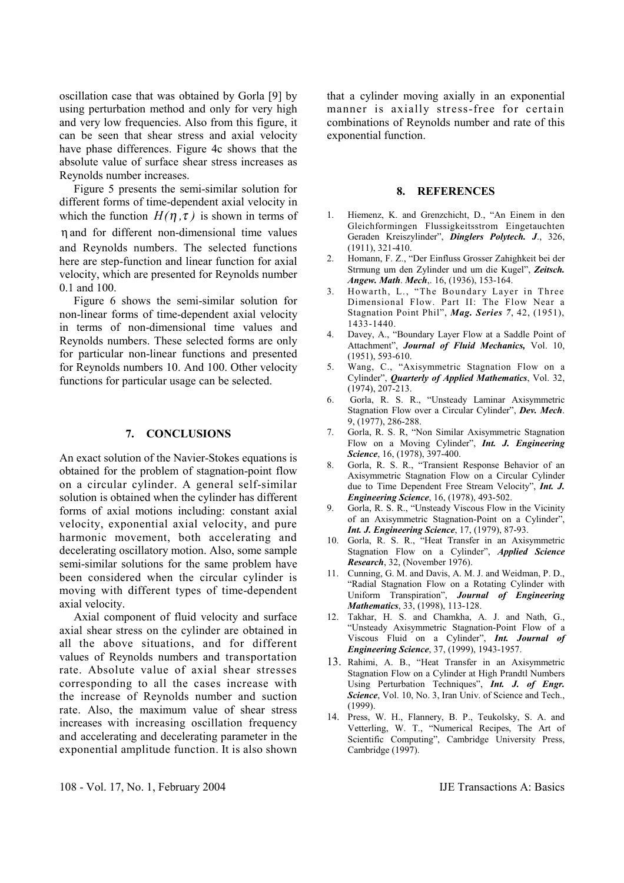oscillation case that was obtained by Gorla [9] by using perturbation method and only for very high and very low frequencies. Also from this figure, it can be seen that shear stress and axial velocity have phase differences. Figure 4c shows that the absolute value of surface shear stress increases as Reynolds number increases.

Figure 5 presents the semi-similar solution for different forms of time-dependent axial velocity in which the function $H(\eta,\tau)$ is shown in terms of $\eta$ and for different non-dimensional time values and Reynolds numbers. The selected functions here are step-function and linear function for axial velocity, which are presented for Reynolds number 0.1 and 100.

Figure 6 shows the semi-similar solution for non-linear forms of time-dependent axial velocity in terms of non-dimensional time values and Reynolds numbers. These selected forms are only for particular non-linear functions and presented for Reynolds numbers 10. And 100. Other velocity functions for particular usage can be selected.

## 7. CONCLUSIONS

An exact solution of the Navier-Stokes equations is obtained for the problem of stagnation-point flow on a circular cylinder. A general self-similar solution is obtained when the cylinder has different forms of axial motions including: constant axial velocity, exponential axial velocity, and pure harmonic movement, both accelerating and decelerating oscillatory motion. Also, some sample semi-similar solutions for the same problem have been considered when the circular cylinder is moving with different types of time-dependent axial velocity.

Axial component of fluid velocity and surface axial shear stress on the cylinder are obtained in all the above situations, and for different values of Reynolds numbers and transportation rate. Absolute value of axial shear stresses corresponding to all the cases increase with the increase of Reynolds number and suction rate. Also, the maximum value of shear stress increases with increasing oscillation frequency and accelerating and decelerating parameter in the exponential amplitude function. It is also shown that a cylinder moving axially in an exponential manner is axially stress-free for certain combinations of Reynolds number and rate of this exponential function.

## 8. REFERENCES

1. Hiemenz, K. and Grenzchicht, D., "An Einem in den Gleichformingen Flussigkeitsstrom Eingetauchten Geraden Kreiszylinder", ***Dinglers Polytech. J***., 326, (1911), 321-410.
2. Homann, F. Z., "Der Einfluss Grosser Zahighkeit bei der Strmung um den Zylinder und um die Kugel", ***Zeitsch. Angew. Math. Mech***,. 16, (1936), 153-164.
3. Howarth, L., "The Boundary Layer in Three Dimensional Flow. Part II: The Flow Near a Stagnation Point Phil", ***Mag. Series 7***, 42, (1951), 1433-1440.
4. Davey, A., "Boundary Layer Flow at a Saddle Point of Attachment", ***Journal of Fluid Mechanics,*** Vol. 10, (1951), 593-610.
5. Wang, C., "Axisymmetric Stagnation Flow on a Cylinder", ***Quarterly of Applied Mathematics***, Vol. 32, (1974), 207-213.
6. Gorla, R. S. R., "Unsteady Laminar Axisymmetric Stagnation Flow over a Circular Cylinder", ***Dev. Mech***. 9, (1977), 286-288.
7. Gorla, R. S. R, "Non Similar Axisymmetric Stagnation Flow on a Moving Cylinder", ***Int. J. Engineering Science***, 16, (1978), 397-400.
8. Gorla, R. S. R., "Transient Response Behavior of an Axisymmetric Stagnation Flow on a Circular Cylinder due to Time Dependent Free Stream Velocity", ***Int. J. Engineering Science***, 16, (1978), 493-502.
9. Gorla, R. S. R., "Unsteady Viscous Flow in the Vicinity of an Axisymmetric Stagnation-Point on a Cylinder", ***Int. J. Engineering Science***, 17, (1979), 87-93.
10. Gorla, R. S. R., "Heat Transfer in an Axisymmetric Stagnation Flow on a Cylinder", ***Applied Science Research***, 32, (November 1976).
11. Cunning, G. M. and Davis, A. M. J. and Weidman, P. D., "Radial Stagnation Flow on a Rotating Cylinder with Uniform Transpiration", ***Journal of Engineering Mathematics***, 33, (1998), 113-128.
12. Takhar, H. S. and Chamkha, A. J. and Nath, G., "Unsteady Axisymmetric Stagnation-Point Flow of a Viscous Fluid on a Cylinder", ***Int. Journal of Engineering Science***, 37, (1999), 1943-1957.
13. Rahimi, A. B., "Heat Transfer in an Axisymmetric Stagnation Flow on a Cylinder at High Prandtl Numbers Using Perturbation Techniques", ***Int. J. of Engr. Science***, Vol. 10, No. 3, Iran Univ. of Science and Tech., (1999).
14. Press, W. H., Flannery, B. P., Teukolsky, S. A. and Vetterling, W. T., "Numerical Recipes, The Art of Scientific Computing", Cambridge University Press, Cambridge (1997).